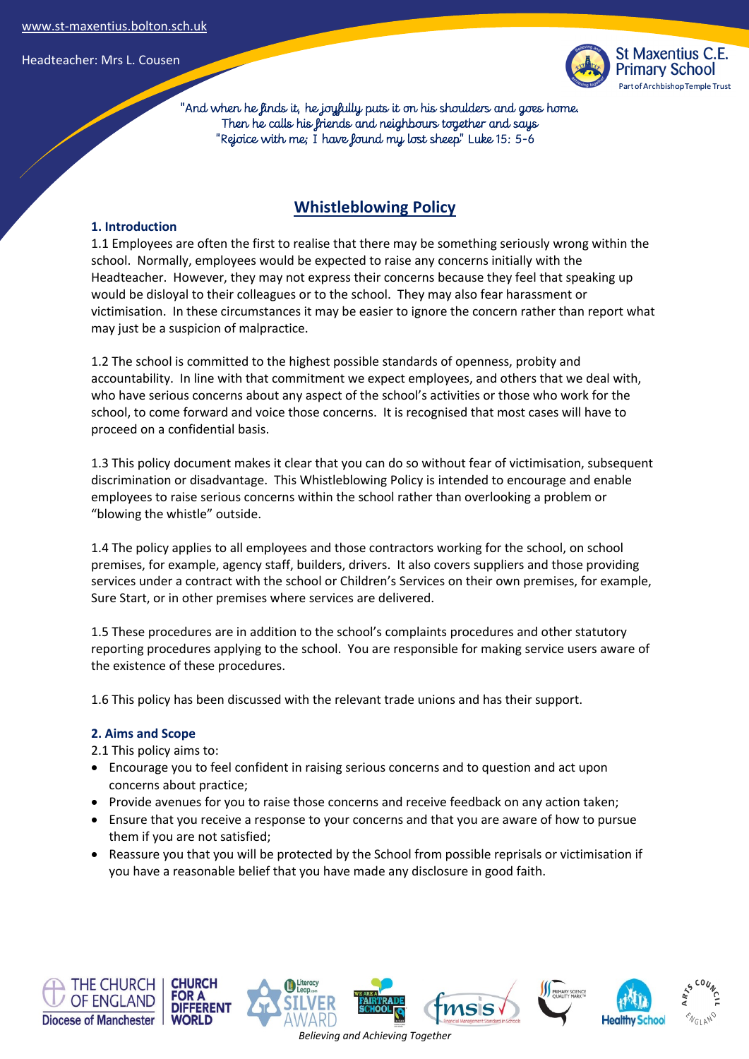"And when he finds it, he joyfully puts it on his shoulders and goes home. Then he calls his friends and neighbours together and says "Rejoice with me; I have found my lost sheep" Luke 15: 5-6

# Whistleblowing Policy

## 1. Introduction

1.1 Employees are often the first to realise that there may be something seriously wrong within the school. Normally, employees would be expected to raise any concerns initially with the Headteacher. However, they may not express their concerns because they feel that speaking up would be disloyal to their colleagues or to the school. They may also fear harassment or victimisation. In these circumstances it may be easier to ignore the concern rather than report what may just be a suspicion of malpractice.

1.2 The school is committed to the highest possible standards of openness, probity and accountability. In line with that commitment we expect employees, and others that we deal with, who have serious concerns about any aspect of the school's activities or those who work for the school, to come forward and voice those concerns. It is recognised that most cases will have to proceed on a confidential basis.

1.3 This policy document makes it clear that you can do so without fear of victimisation, subsequent discrimination or disadvantage. This Whistleblowing Policy is intended to encourage and enable employees to raise serious concerns within the school rather than overlooking a problem or "blowing the whistle" outside.

1.4 The policy applies to all employees and those contractors working for the school, on school premises, for example, agency staff, builders, drivers. It also covers suppliers and those providing services under a contract with the school or Children's Services on their own premises, for example, Sure Start, or in other premises where services are delivered.

1.5 These procedures are in addition to the school's complaints procedures and other statutory reporting procedures applying to the school. You are responsible for making service users aware of the existence of these procedures.

1.6 This policy has been discussed with the relevant trade unions and has their support.

## 2. Aims and Scope

2.1 This policy aims to:

- Encourage you to feel confident in raising serious concerns and to question and act upon concerns about practice;
- Provide avenues for you to raise those concerns and receive feedback on any action taken;
- Ensure that you receive a response to your concerns and that you are aware of how to pursue them if you are not satisfied;
- Reassure you that you will be protected by the School from possible reprisals or victimisation if you have a reasonable belief that you have made any disclosure in good faith.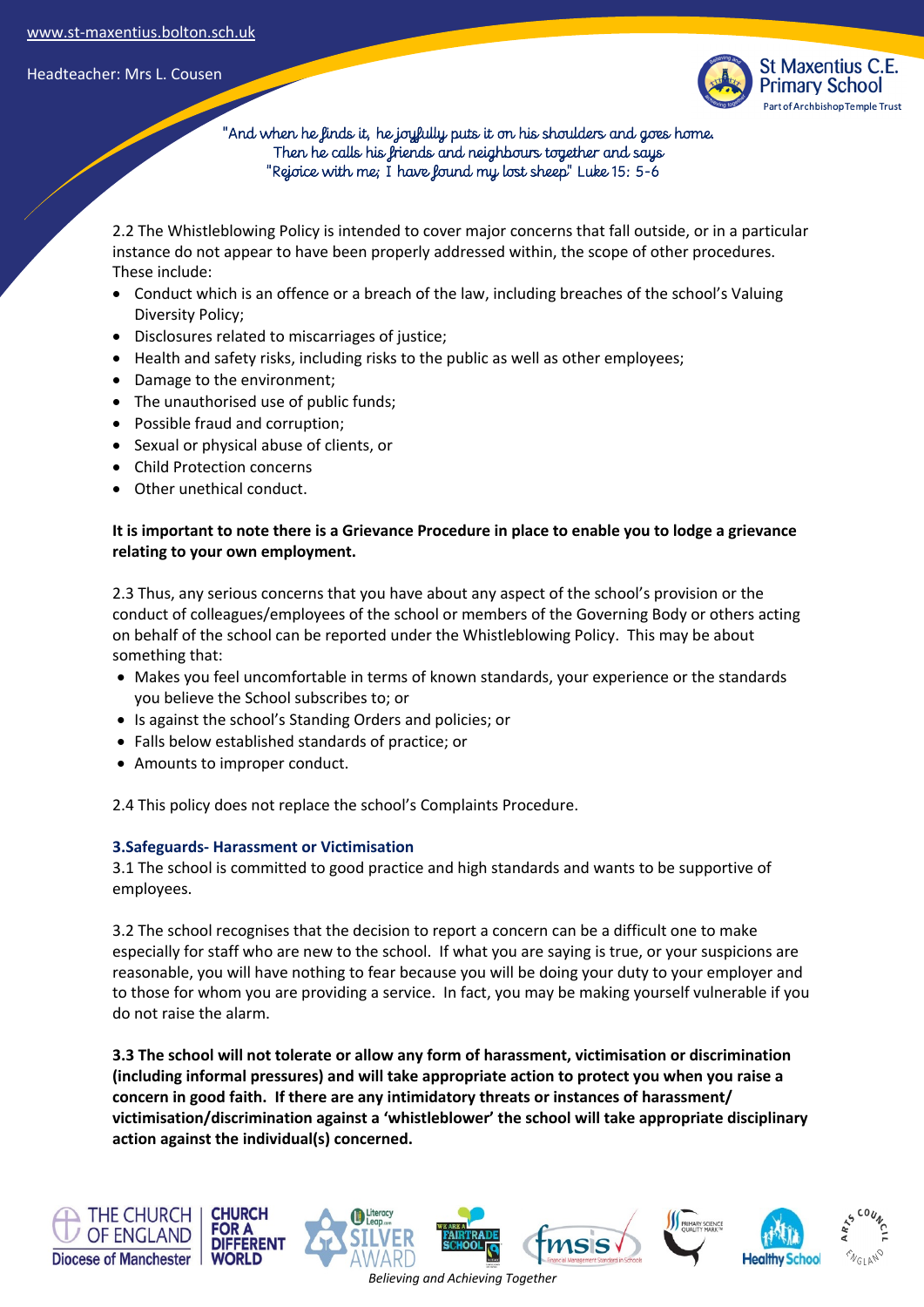2.2 The Whistleblowing Policy is intended to cover major concerns that fall outside, or in a particular instance do not appear to have been properly addressed within, the scope of other procedures. These include:

- Conduct which is an offence or a breach of the law, including breaches of the school's Valuing Diversity Policy;
- Disclosures related to miscarriages of justice;
- Health and safety risks, including risks to the public as well as other employees;
- Damage to the environment;
- The unauthorised use of public funds;
- Possible fraud and corruption;
- Sexual or physical abuse of clients, or
- Child Protection concerns
- Other unethical conduct.

**It is important to note there is a Grievance Procedure in place to enable you to lodge a grievance relating to your own employment.**

2.3 Thus, any serious concerns that you have about any aspect of the school's provision or the conduct of colleagues/employees of the school or members of the Governing Body or others acting on behalf of the school can be reported under the Whistleblowing Policy. This may be about something that:

- Makes you feel uncomfortable in terms of known standards, your experience or the standards you believe the School subscribes to; or
- Is against the school's Standing Orders and policies; or
- Falls below established standards of practice; or
- Amounts to improper conduct.

2.4 This policy does not replace the school's Complaints Procedure.

### 3.Safeguards- Harassment or Victimisation

3.1 The school is committed to good practice and high standards and wants to be supportive of employees.

3.2 The school recognises that the decision to report a concern can be a difficult one to make especially for staff who are new to the school. If what you are saying is true, or your suspicions are reasonable, you will have nothing to fear because you will be doing your duty to your employer and to those for whom you are providing a service. In fact, you may be making yourself vulnerable if you do not raise the alarm.

**3.3 The school will not tolerate or allow any form of harassment, victimisation or discrimination (including informal pressures) and will take appropriate action to protect you when you raise a concern in good faith. If there are any intimidatory threats or instances of harassment/ victimisation/discrimination against a 'whistleblower' the school will take appropriate disciplinary action against the individual(s) concerned.**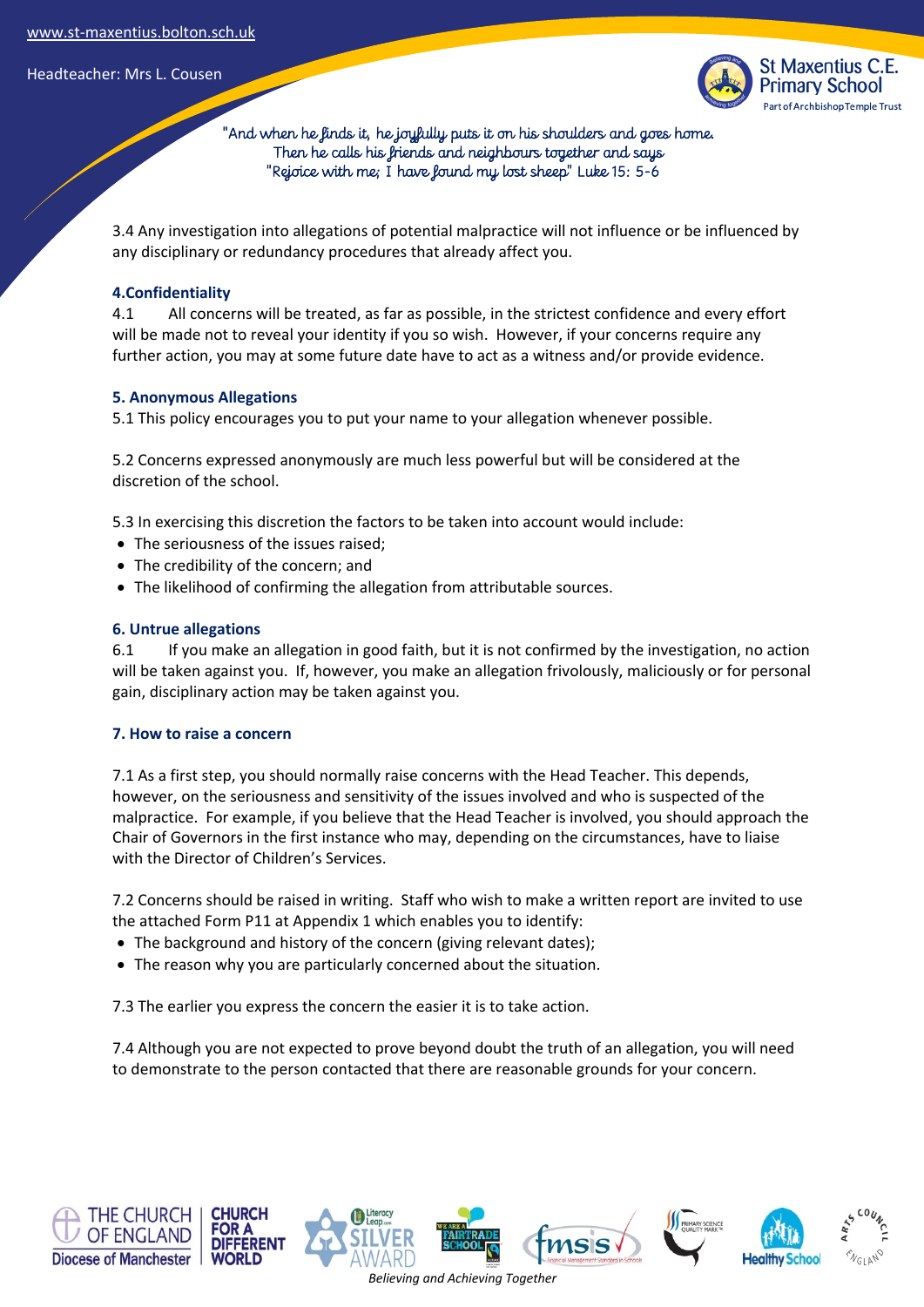3.4 Any investigation into allegations of potential malpractice will not influence or be influenced by any disciplinary or redundancy procedures that already affect you.

### 4.Confidentiality

4.1 All concerns will be treated, as far as possible, in the strictest confidence and every effort will be made not to reveal your identity if you so wish. However, if your concerns require any further action, you may at some future date have to act as a witness and/or provide evidence.

### 5. Anonymous Allegations

5.1 This policy encourages you to put your name to your allegation whenever possible.

5.2 Concerns expressed anonymously are much less powerful but will be considered at the discretion of the school.

5.3 In exercising this discretion the factors to be taken into account would include:

- The seriousness of the issues raised;
- The credibility of the concern; and
- The likelihood of confirming the allegation from attributable sources.

### 6. Untrue allegations

6.1 If you make an allegation in good faith, but it is not confirmed by the investigation, no action will be taken against you. If, however, you make an allegation frivolously, maliciously or for personal gain, disciplinary action may be taken against you.

### 7. How to raise a concern

7.1 As a first step, you should normally raise concerns with the Head Teacher. This depends, however, on the seriousness and sensitivity of the issues involved and who is suspected of the malpractice. For example, if you believe that the Head Teacher is involved, you should approach the Chair of Governors in the first instance who may, depending on the circumstances, have to liaise with the Director of Children's Services.

7.2 Concerns should be raised in writing. Staff who wish to make a written report are invited to use the attached Form P11 at Appendix 1 which enables you to identify:

- The background and history of the concern (giving relevant dates);
- The reason why you are particularly concerned about the situation.

7.3 The earlier you express the concern the easier it is to take action.

7.4 Although you are not expected to prove beyond doubt the truth of an allegation, you will need to demonstrate to the person contacted that there are reasonable grounds for your concern.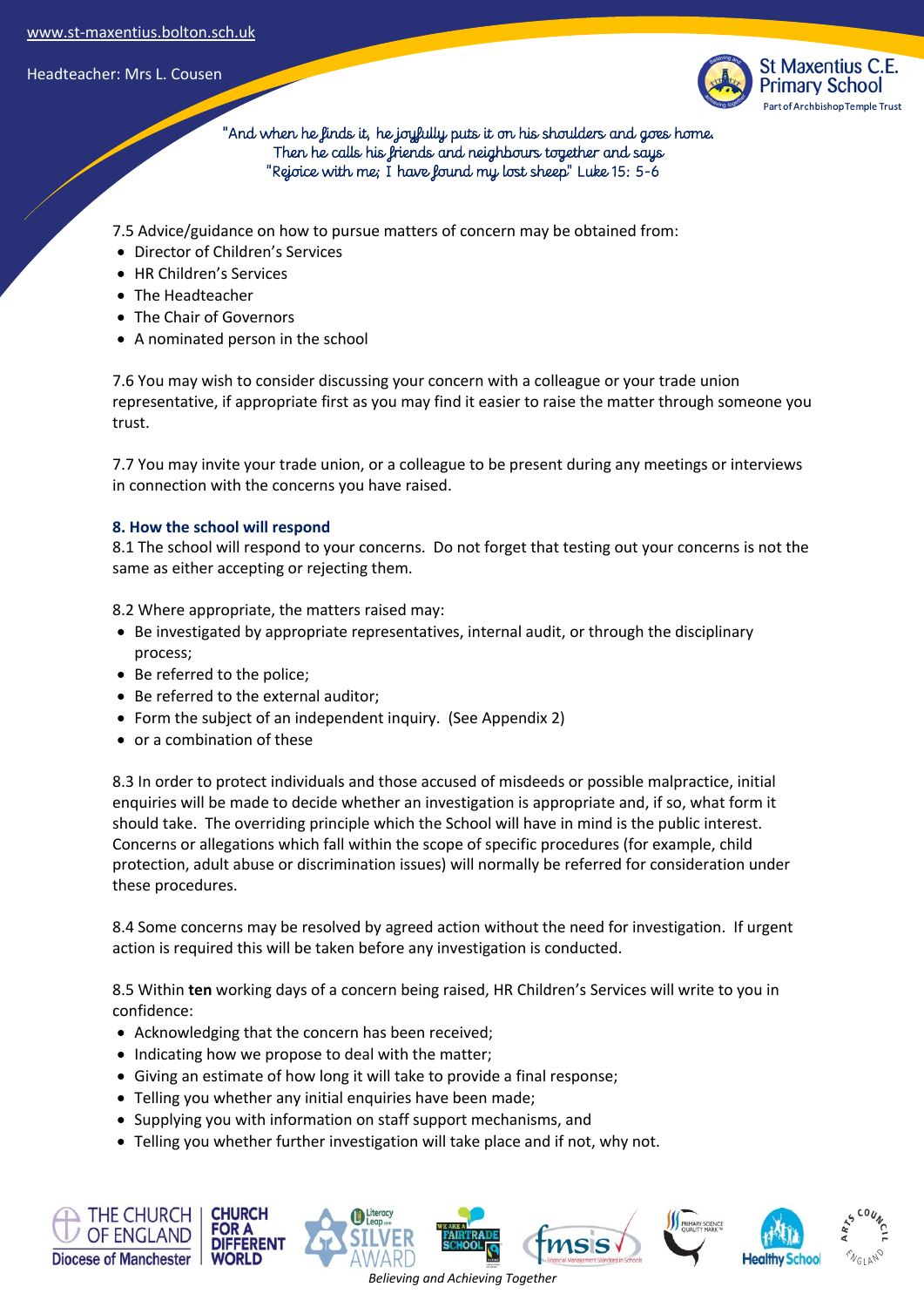7.5 Advice/guidance on how to pursue matters of concern may be obtained from:

- Director of Children's Services
- HR Children's Services
- The Headteacher
- The Chair of Governors
- A nominated person in the school

7.6 You may wish to consider discussing your concern with a colleague or your trade union representative, if appropriate first as you may find it easier to raise the matter through someone you trust.

7.7 You may invite your trade union, or a colleague to be present during any meetings or interviews in connection with the concerns you have raised.

### 8. How the school will respond

8.1 The school will respond to your concerns. Do not forget that testing out your concerns is not the same as either accepting or rejecting them.

8.2 Where appropriate, the matters raised may:

- Be investigated by appropriate representatives, internal audit, or through the disciplinary process;
- Be referred to the police;
- Be referred to the external auditor;
- Form the subject of an independent inquiry. (See Appendix 2)
- or a combination of these

8.3 In order to protect individuals and those accused of misdeeds or possible malpractice, initial enquiries will be made to decide whether an investigation is appropriate and, if so, what form it should take. The overriding principle which the School will have in mind is the public interest. Concerns or allegations which fall within the scope of specific procedures (for example, child protection, adult abuse or discrimination issues) will normally be referred for consideration under these procedures.

8.4 Some concerns may be resolved by agreed action without the need for investigation. If urgent action is required this will be taken before any investigation is conducted.

8.5 Within **ten** working days of a concern being raised, HR Children's Services will write to you in confidence:

- Acknowledging that the concern has been received;
- Indicating how we propose to deal with the matter;
- Giving an estimate of how long it will take to provide a final response;
- Telling you whether any initial enquiries have been made;
- Supplying you with information on staff support mechanisms, and
- Telling you whether further investigation will take place and if not, why not.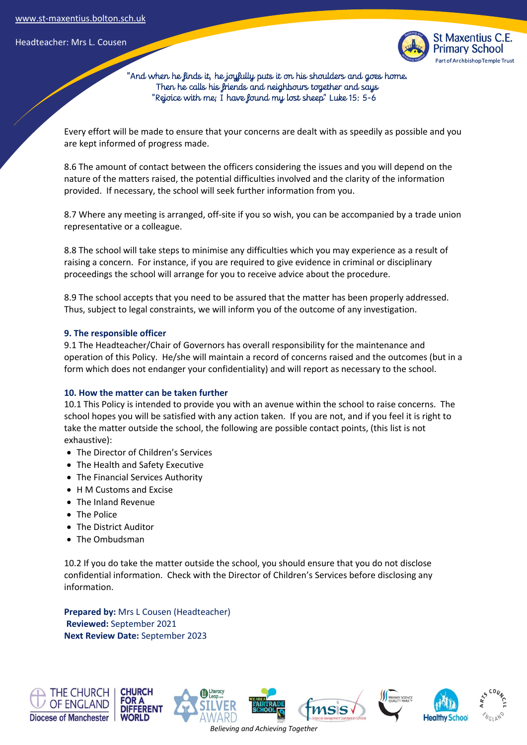Every effort will be made to ensure that your concerns are dealt with as speedily as possible and you are kept informed of progress made.

8.6 The amount of contact between the officers considering the issues and you will depend on the nature of the matters raised, the potential difficulties involved and the clarity of the information provided. If necessary, the school will seek further information from you.

8.7 Where any meeting is arranged, off-site if you so wish, you can be accompanied by a trade union representative or a colleague.

8.8 The school will take steps to minimise any difficulties which you may experience as a result of raising a concern. For instance, if you are required to give evidence in criminal or disciplinary proceedings the school will arrange for you to receive advice about the procedure.

8.9 The school accepts that you need to be assured that the matter has been properly addressed. Thus, subject to legal constraints, we will inform you of the outcome of any investigation.

### 9. The responsible officer

9.1 The Headteacher/Chair of Governors has overall responsibility for the maintenance and operation of this Policy. He/she will maintain a record of concerns raised and the outcomes (but in a form which does not endanger your confidentiality) and will report as necessary to the school.

### 10. How the matter can be taken further

10.1 This Policy is intended to provide you with an avenue within the school to raise concerns. The school hopes you will be satisfied with any action taken. If you are not, and if you feel it is right to take the matter outside the school, the following are possible contact points, (this list is not exhaustive):

- The Director of Children's Services
- The Health and Safety Executive
- The Financial Services Authority
- H M Customs and Excise
- The Inland Revenue
- The Police
- The District Auditor
- The Ombudsman

10.2 If you do take the matter outside the school, you should ensure that you do not disclose confidential information. Check with the Director of Children's Services before disclosing any information.

**Prepared by:** Mrs L Cousen (Headteacher)
**Reviewed:** September 2021
**Next Review Date:** September 2023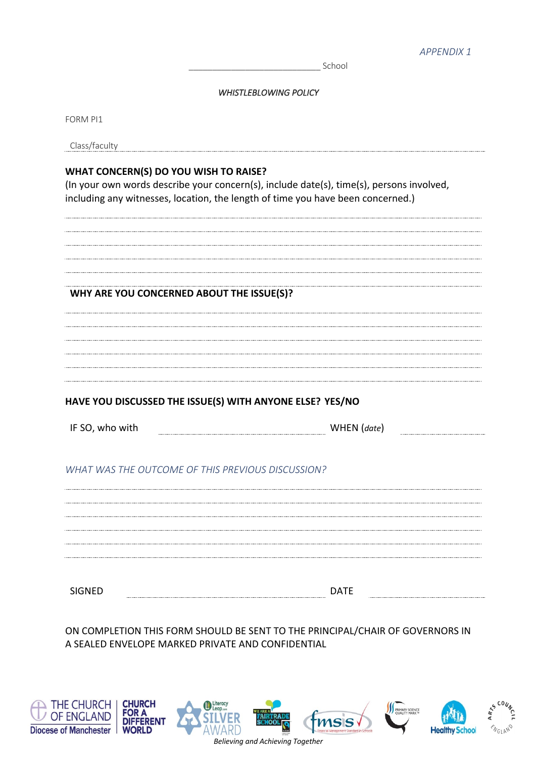*APPENDIX 1*

_____________________________ School

*WHISTLEBLOWING POLICY*

FORM PI1

Class/faculty

**WHAT CONCERN(S) DO YOU WISH TO RAISE?**

(In your own words describe your concern(s), include date(s), time(s), persons involved, including any witnesses, location, the length of time you have been concerned.)

**WHY ARE YOU CONCERNED ABOUT THE ISSUE(S)?**

**HAVE YOU DISCUSSED THE ISSUE(S) WITH ANYONE ELSE? YES/NO**

IF SO, who with ____________________ WHEN (*date*) ____________

*WHAT WAS THE OUTCOME OF THIS PREVIOUS DISCUSSION?*

SIGNED ____________________ DATE ____________

ON COMPLETION THIS FORM SHOULD BE SENT TO THE PRINCIPAL/CHAIR OF GOVERNORS IN A SEALED ENVELOPE MARKED PRIVATE AND CONFIDENTIAL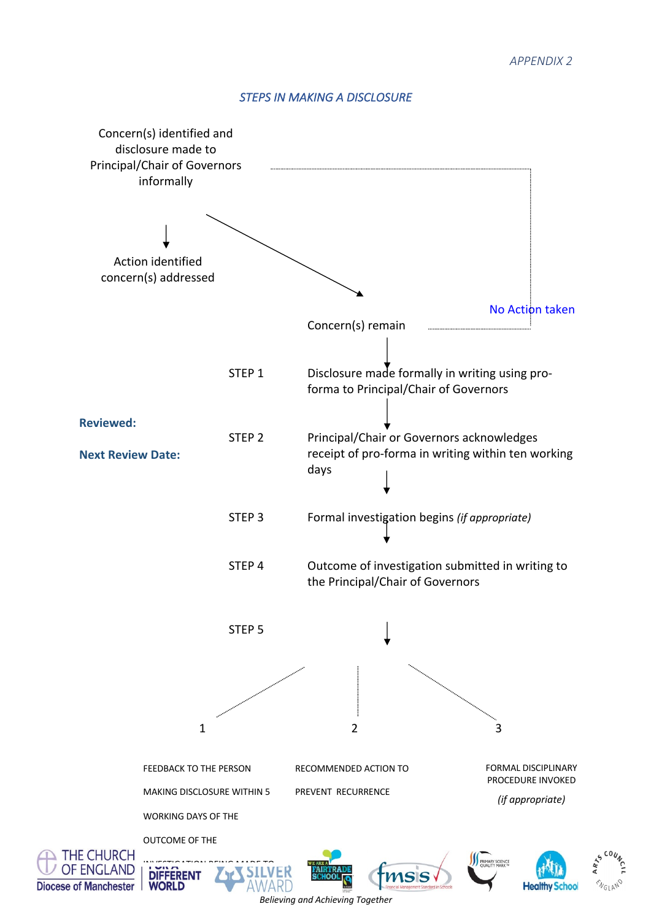APPENDIX 2

## STEPS IN MAKING A DISCLOSURE

Concern(s) identified and disclosure made to Principal/Chair of Governors informally

Action identified concern(s) addressed

Concern(s) remain

No Action taken

STEP 1 Disclosure made formally in writing using pro-forma to Principal/Chair of Governors

STEP 2 Principal/Chair or Governors acknowledges receipt of pro-forma in writing within ten working days

STEP 3 Formal investigation begins *(if appropriate)*

STEP 4 Outcome of investigation submitted in writing to the Principal/Chair of Governors

STEP 5

1. FEEDBACK TO THE PERSON MAKING DISCLOSURE WITHIN 5 WORKING DAYS OF THE OUTCOME OF THE INVESTIGATION BEING MADE TO
2. RECOMMENDED ACTION TO PREVENT RECURRENCE
3. FORMAL DISCIPLINARY PROCEDURE INVOKED *(if appropriate)*

**Reviewed:**

**Next Review Date:**

*Believing and Achieving Together*